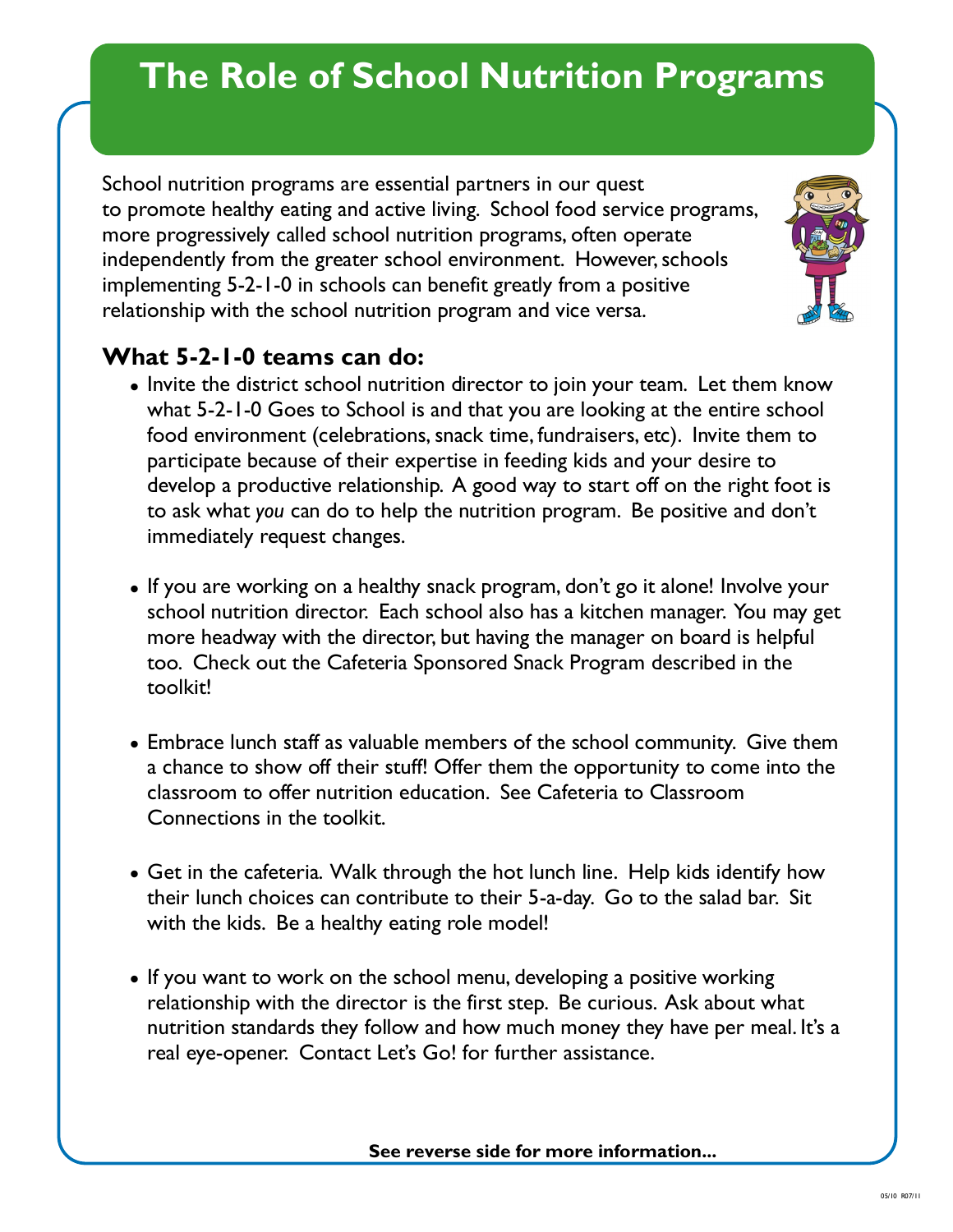# The Role of School Nutrition Programs

School nutrition programs are essential partners in our quest to promote healthy eating and active living. School food service programs, more progressively called school nutrition programs, often operate independently from the greater school environment. However, schools implementing 5-2-1-0 in schools can benefit greatly from a positive relationship with the school nutrition program and vice versa.

## What 5-2-1-0 teams can do:

- Invite the district school nutrition director to join your team. Let them know what 5-2-1-0 Goes to School is and that you are looking at the entire school food environment (celebrations, snack time, fundraisers, etc). Invite them to participate because of their expertise in feeding kids and your desire to develop a productive relationship. A good way to start off on the right foot is to ask what *you* can do to help the nutrition program. Be positive and don't immediately request changes.

- If you are working on a healthy snack program, don't go it alone! Involve your school nutrition director. Each school also has a kitchen manager. You may get more headway with the director, but having the manager on board is helpful too. Check out the Cafeteria Sponsored Snack Program described in the toolkit!

- Embrace lunch staff as valuable members of the school community. Give them a chance to show off their stuff! Offer them the opportunity to come into the classroom to offer nutrition education. See Cafeteria to Classroom Connections in the toolkit.

- Get in the cafeteria. Walk through the hot lunch line. Help kids identify how their lunch choices can contribute to their 5-a-day. Go to the salad bar. Sit with the kids. Be a healthy eating role model!

- If you want to work on the school menu, developing a positive working relationship with the director is the first step. Be curious. Ask about what nutrition standards they follow and how much money they have per meal. It's a real eye-opener. Contact Let's Go! for further assistance.

**See reverse side for more information...**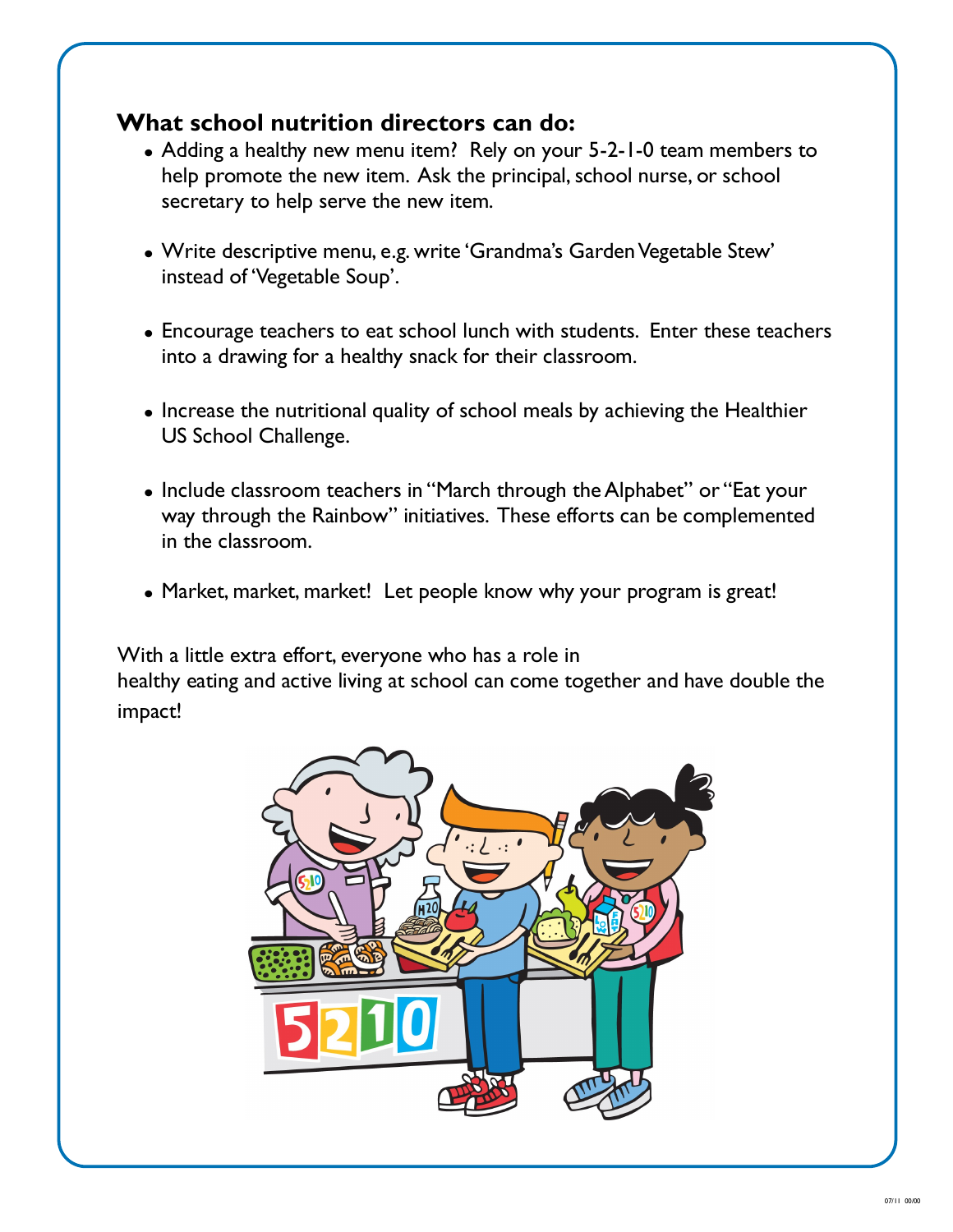## What school nutrition directors can do:

- Adding a healthy new menu item? Rely on your 5-2-1-0 team members to help promote the new item. Ask the principal, school nurse, or school secretary to help serve the new item.
- Write descriptive menu, e.g. write 'Grandma's Garden Vegetable Stew' instead of 'Vegetable Soup'.
- Encourage teachers to eat school lunch with students. Enter these teachers into a drawing for a healthy snack for their classroom.
- Increase the nutritional quality of school meals by achieving the Healthier US School Challenge.
- Include classroom teachers in "March through the Alphabet" or "Eat your way through the Rainbow" initiatives. These efforts can be complemented in the classroom.
- Market, market, market! Let people know why your program is great!

With a little extra effort, everyone who has a role in healthy eating and active living at school can come together and have double the impact!

07/11 00/00